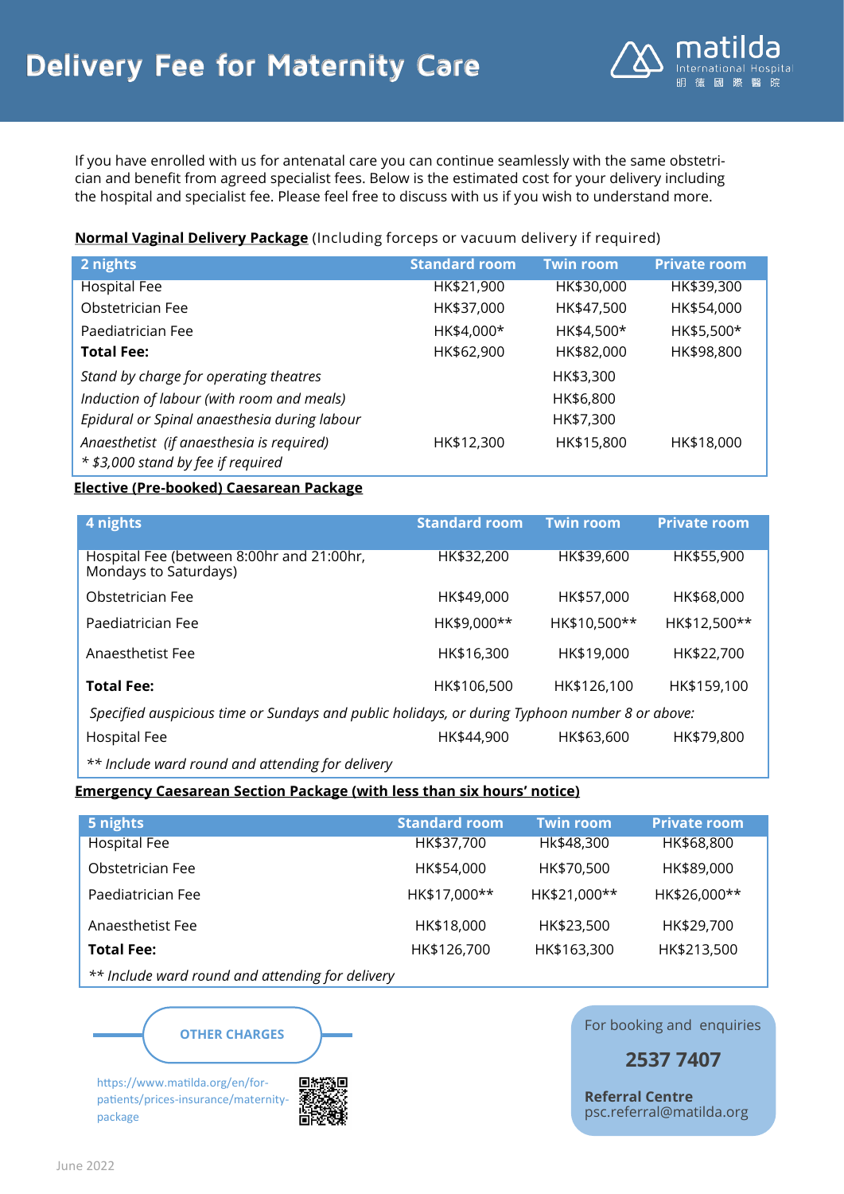# Delivery Fee for Maternity Care

matilda International Hospital 明德國際醫院

If you have enrolled with us for antenatal care you can continue seamlessly with the same obstetrician and benefit from agreed specialist fees. Below is the estimated cost for your delivery including the hospital and specialist fee. Please feel free to discuss with us if you wish to understand more.

**Normal Vaginal Delivery Package** (Including forceps or vacuum delivery if required)

| 2 nights | Standard room | Twin room | Private room |
|---|---|---|---|
| Hospital Fee | HK$21,900 | HK$30,000 | HK$39,300 |
| Obstetrician Fee | HK$37,000 | HK$47,500 | HK$54,000 |
| Paediatrician Fee | HK$4,000* | HK$4,500* | HK$5,500* |
| **Total Fee:** | HK$62,900 | HK$82,000 | HK$98,800 |
| *Stand by charge for operating theatres* | | HK$3,300 | |
| *Induction of labour (with room and meals)* | | HK$6,800 | |
| *Epidural or Spinal anaesthesia during labour* | | HK$7,300 | |
| *Anaesthetist (if anaesthesia is required)* | HK$12,300 | HK$15,800 | HK$18,000 |
| *\* $3,000 stand by fee if required* | | | |

**Elective (Pre-booked) Caesarean Package**

| 4 nights | Standard room | Twin room | Private room |
|---|---|---|---|
| Hospital Fee (between 8:00hr and 21:00hr, Mondays to Saturdays) | HK$32,200 | HK$39,600 | HK$55,900 |
| Obstetrician Fee | HK$49,000 | HK$57,000 | HK$68,000 |
| Paediatrician Fee | HK$9,000** | HK$10,500** | HK$12,500** |
| Anaesthetist Fee | HK$16,300 | HK$19,000 | HK$22,700 |
| **Total Fee:** | HK$106,500 | HK$126,100 | HK$159,100 |
| *Specified auspicious time or Sundays and public holidays, or during Typhoon number 8 or above:* | | | |
| Hospital Fee | HK$44,900 | HK$63,600 | HK$79,800 |
| *\*\* Include ward round and attending for delivery* | | | |

**Emergency Caesarean Section Package (with less than six hours' notice)**

| 5 nights | Standard room | Twin room | Private room |
|---|---|---|---|
| Hospital Fee | HK$37,700 | Hk$48,300 | HK$68,800 |
| Obstetrician Fee | HK$54,000 | HK$70,500 | HK$89,000 |
| Paediatrician Fee | HK$17,000** | HK$21,000** | HK$26,000** |
| Anaesthetist Fee | HK$18,000 | HK$23,500 | HK$29,700 |
| **Total Fee:** | HK$126,700 | HK$163,300 | HK$213,500 |
| *\*\* Include ward round and attending for delivery* | | | |

**OTHER CHARGES**

https://www.matilda.org/en/for-patients/prices-insurance/maternity-package

For booking and enquiries

**2537 7407**

**Referral Centre**
psc.referral@matilda.org

June 2022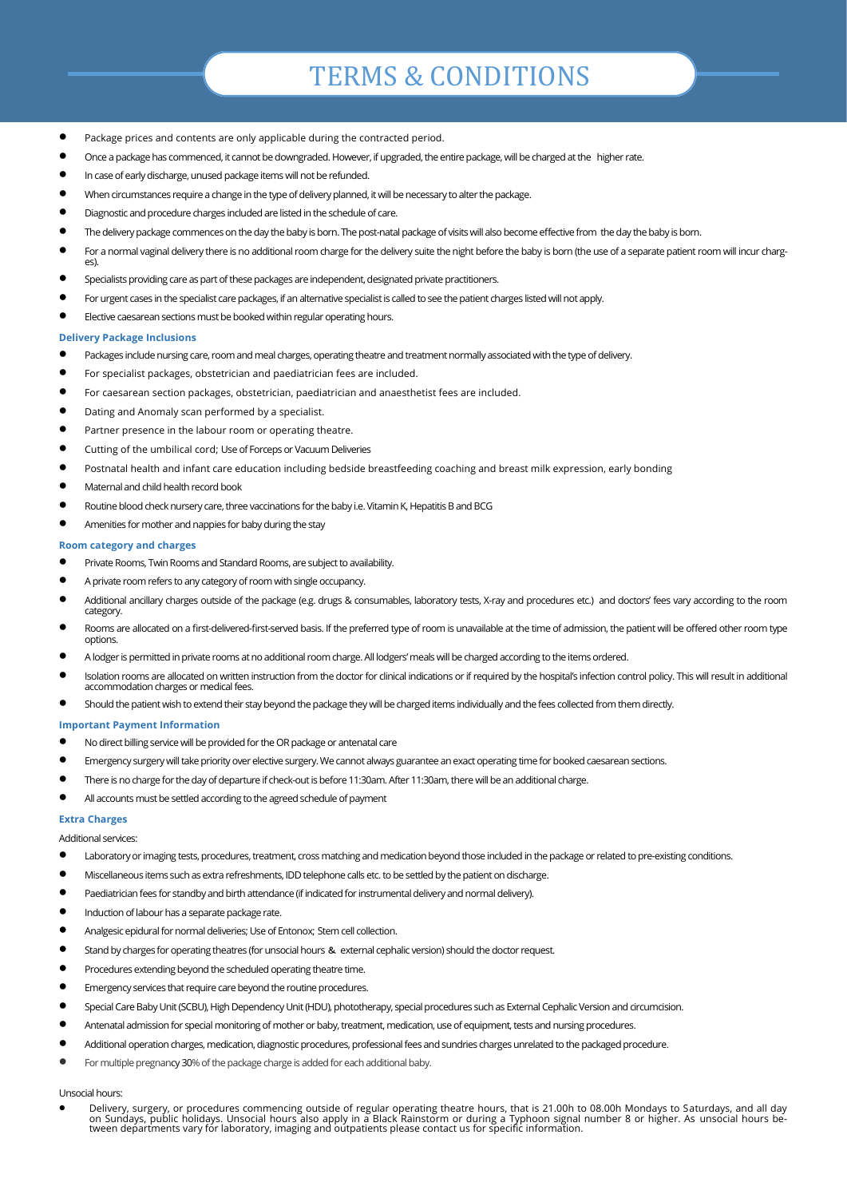# TERMS & CONDITIONS

- Package prices and contents are only applicable during the contracted period.
- Once a package has commenced, it cannot be downgraded. However, if upgraded, the entire package, will be charged at the higher rate.
- In case of early discharge, unused package items will not be refunded.
- When circumstances require a change in the type of delivery planned, it will be necessary to alter the package.
- Diagnostic and procedure charges included are listed in the schedule of care.
- The delivery package commences on the day the baby is born. The post-natal package of visits will also become effective from the day the baby is born.
- For a normal vaginal delivery there is no additional room charge for the delivery suite the night before the baby is born (the use of a separate patient room will incur charges).
- Specialists providing care as part of these packages are independent, designated private practitioners.
- For urgent cases in the specialist care packages, if an alternative specialist is called to see the patient charges listed will not apply.
- Elective caesarean sections must be booked within regular operating hours.

### Delivery Package Inclusions

- Packages include nursing care, room and meal charges, operating theatre and treatment normally associated with the type of delivery.
- For specialist packages, obstetrician and paediatrician fees are included.
- For caesarean section packages, obstetrician, paediatrician and anaesthetist fees are included.
- Dating and Anomaly scan performed by a specialist.
- Partner presence in the labour room or operating theatre.
- Cutting of the umbilical cord; Use of Forceps or Vacuum Deliveries
- Postnatal health and infant care education including bedside breastfeeding coaching and breast milk expression, early bonding
- Maternal and child health record book
- Routine blood check nursery care, three vaccinations for the baby i.e. Vitamin K, Hepatitis B and BCG
- Amenities for mother and nappies for baby during the stay

### Room category and charges

- Private Rooms, Twin Rooms and Standard Rooms, are subject to availability.
- A private room refers to any category of room with single occupancy.
- Additional ancillary charges outside of the package (e.g. drugs & consumables, laboratory tests, X-ray and procedures etc.) and doctors' fees vary according to the room category.
- Rooms are allocated on a first-delivered-first-served basis. If the preferred type of room is unavailable at the time of admission, the patient will be offered other room type options.
- A lodger is permitted in private rooms at no additional room charge. All lodgers' meals will be charged according to the items ordered.
- Isolation rooms are allocated on written instruction from the doctor for clinical indications or if required by the hospital's infection control policy. This will result in additional accommodation charges or medical fees.
- Should the patient wish to extend their stay beyond the package they will be charged items individually and the fees collected from them directly.

### Important Payment Information

- No direct billing service will be provided for the OR package or antenatal care
- Emergency surgery will take priority over elective surgery. We cannot always guarantee an exact operating time for booked caesarean sections.
- There is no charge for the day of departure if check-out is before 11:30am. After 11:30am, there will be an additional charge.
- All accounts must be settled according to the agreed schedule of payment

### Extra Charges

Additional services:

- Laboratory or imaging tests, procedures, treatment, cross matching and medication beyond those included in the package or related to pre-existing conditions.
- Miscellaneous items such as extra refreshments, IDD telephone calls etc. to be settled by the patient on discharge.
- Paediatrician fees for standby and birth attendance (if indicated for instrumental delivery and normal delivery).
- Induction of labour has a separate package rate.
- Analgesic epidural for normal deliveries; Use of Entonox; Stem cell collection.
- Stand by charges for operating theatres (for unsocial hours & external cephalic version) should the doctor request.
- Procedures extending beyond the scheduled operating theatre time.
- Emergency services that require care beyond the routine procedures.
- Special Care Baby Unit (SCBU), High Dependency Unit (HDU), phototherapy, special procedures such as External Cephalic Version and circumcision.
- Antenatal admission for special monitoring of mother or baby, treatment, medication, use of equipment, tests and nursing procedures.
- Additional operation charges, medication, diagnostic procedures, professional fees and sundries charges unrelated to the packaged procedure.
- For multiple pregnancy 30% of the package charge is added for each additional baby.

Unsocial hours:

- Delivery, surgery, or procedures commencing outside of regular operating theatre hours, that is 21.00h to 08.00h Mondays to Saturdays, and all day on Sundays, public holidays. Unsocial hours also apply in a Black Rainstorm or during a Typhoon signal number 8 or higher. As unsocial hours between departments vary for laboratory, imaging and outpatients please contact us for specific information.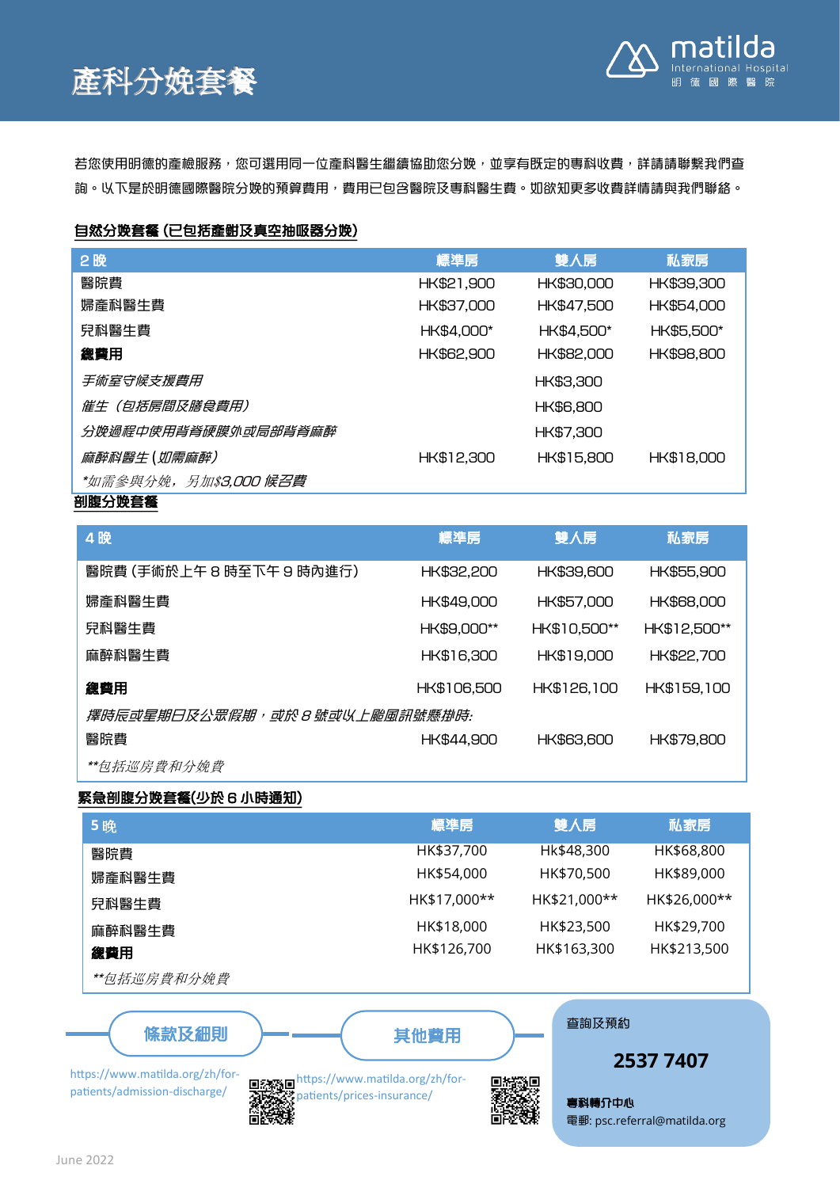# 產科分娩套餐

若您使用明德的產檢服務，您可選用同一位產科醫生繼續協助您分娩，並享有既定的專科收費，詳情請聯繫我們查詢。以下是於明德國際醫院分娩的預算費用，費用已包含醫院及專科醫生費。如欲知更多收費詳情請與我們聯絡。

## 自然分娩套餐 (已包括產鉗及真空抽吸器分娩)

| 2 晚 | 標準房 | 雙人房 | 私家房 |
|---|---|---|---|
| 醫院費 | HK$21,900 | HK$30,000 | HK$39,300 |
| 婦產科醫生費 | HK$37,000 | HK$47,500 | HK$54,000 |
| 兒科醫生費 | HK$4,000* | HK$4,500* | HK$5,500* |
| **總費用** | HK$62,900 | HK$82,000 | HK$98,800 |
| *手術室守候支援費用* | | HK$3,300 | |
| *催生（包括房間及膳食費用）* | | HK$6,800 | |
| *分娩過程中使用背脊硬膜外或局部背脊麻醉* | | HK$7,300 | |
| *麻醉科醫生 (如需麻醉)* | HK$12,300 | HK$15,800 | HK$18,000 |
| *\*如需參與分娩，另加$3,000 候召費* | | | |

## 剖腹分娩套餐

| 4 晚 | 標準房 | 雙人房 | 私家房 |
|---|---|---|---|
| 醫院費 (手術於上午 8 時至下午 9 時內進行) | HK$32,200 | HK$39,600 | HK$55,900 |
| 婦產科醫生費 | HK$49,000 | HK$57,000 | HK$68,000 |
| 兒科醫生費 | HK$9,000** | HK$10,500** | HK$12,500** |
| 麻醉科醫生費 | HK$16,300 | HK$19,000 | HK$22,700 |
| **總費用** | HK$106,500 | HK$126,100 | HK$159,100 |
| *擇時辰或星期日及公眾假期，或於 8 號或以上颱風訊號懸掛時:* | | | |
| 醫院費 | HK$44,900 | HK$63,600 | HK$79,800 |
| *\*\*包括巡房費和分娩費* | | | |

## 緊急剖腹分娩套餐(少於 6 小時通知)

| 5 晚 | 標準房 | 雙人房 | 私家房 |
|---|---|---|---|
| 醫院費 | HK$37,700 | Hk$48,300 | HK$68,800 |
| 婦產科醫生費 | HK$54,000 | HK$70,500 | HK$89,000 |
| 兒科醫生費 | HK$17,000** | HK$21,000** | HK$26,000** |
| 麻醉科醫生費 | HK$18,000 | HK$23,500 | HK$29,700 |
| **總費用** | HK$126,700 | HK$163,300 | HK$213,500 |
| *\*\*包括巡房費和分娩費* | | | |

**條款及細則**

https://www.matilda.org/zh/for-patients/admission-discharge/

**其他費用**

https://www.matilda.org/zh/for-patients/prices-insurance/

查詢及預約

**2537 7407**

**專科轉介中心**

電郵: psc.referral@matilda.org

June 2022